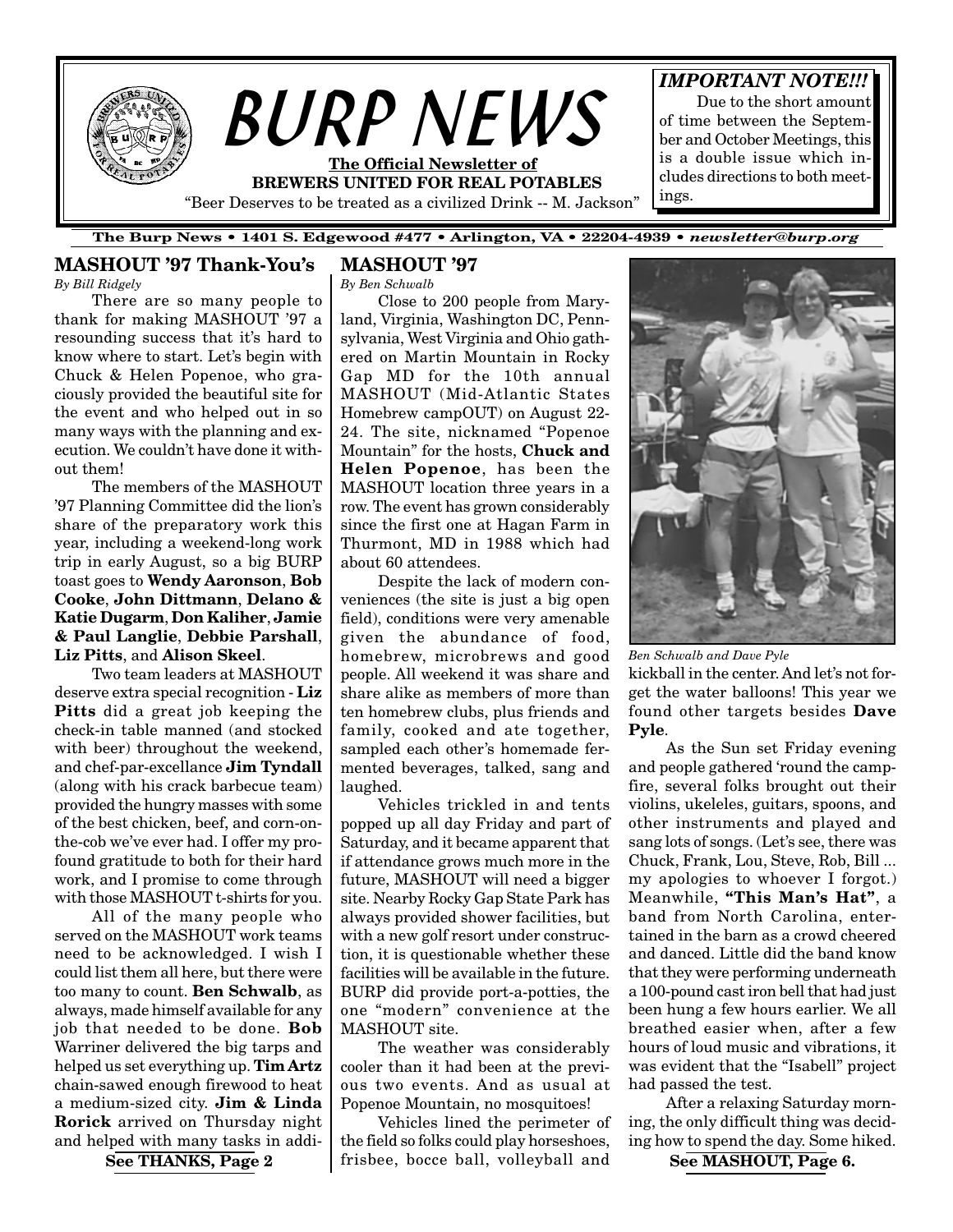# BURP NEWS

**The Official Newsletter of**
**BREWERS UNITED FOR REAL POTABLES**

"Beer Deserves to be treated as a civilized Drink -- M. Jackson"

***IMPORTANT NOTE!!!***
Due to the short amount of time between the September and October Meetings, this is a double issue which includes directions to both meetings.

**The Burp News • 1401 S. Edgewood #477 • Arlington, VA • 22204-4939 •** ***newsletter@burp.org***

## MASHOUT '97 Thank-You's

*By Bill Ridgely*

There are so many people to thank for making MASHOUT '97 a resounding success that it's hard to know where to start. Let's begin with Chuck & Helen Popenoe, who graciously provided the beautiful site for the event and who helped out in so many ways with the planning and execution. We couldn't have done it without them!

The members of the MASHOUT '97 Planning Committee did the lion's share of the preparatory work this year, including a weekend-long work trip in early August, so a big BURP toast goes to **Wendy Aaronson**, **Bob Cooke**, **John Dittmann**, **Delano & Katie Dugarm**, **Don Kaliher**, **Jamie & Paul Langlie**, **Debbie Parshall**, **Liz Pitts**, and **Alison Skeel**.

Two team leaders at MASHOUT deserve extra special recognition - **Liz Pitts** did a great job keeping the check-in table manned (and stocked with beer) throughout the weekend, and chef-par-excellance **Jim Tyndall** (along with his crack barbecue team) provided the hungry masses with some of the best chicken, beef, and corn-on-the-cob we've ever had. I offer my profound gratitude to both for their hard work, and I promise to come through with those MASHOUT t-shirts for you.

All of the many people who served on the MASHOUT work teams need to be acknowledged. I wish I could list them all here, but there were too many to count. **Ben Schwalb**, as always, made himself available for any job that needed to be done. **Bob** Warriner delivered the big tarps and helped us set everything up. **Tim Artz** chain-sawed enough firewood to heat a medium-sized city. **Jim & Linda Rorick** arrived on Thursday night and helped with many tasks in addi-

**See THANKS, Page 2**

## MASHOUT '97

*By Ben Schwalb*

Close to 200 people from Maryland, Virginia, Washington DC, Pennsylvania, West Virginia and Ohio gathered on Martin Mountain in Rocky Gap MD for the 10th annual MASHOUT (Mid-Atlantic States Homebrew campOUT) on August 22-24. The site, nicknamed "Popenoe Mountain" for the hosts, **Chuck and Helen Popenoe**, has been the MASHOUT location three years in a row. The event has grown considerably since the first one at Hagan Farm in Thurmont, MD in 1988 which had about 60 attendees.

Despite the lack of modern conveniences (the site is just a big open field), conditions were very amenable given the abundance of food, homebrew, microbrews and good people. All weekend it was share and share alike as members of more than ten homebrew clubs, plus friends and family, cooked and ate together, sampled each other's homemade fermented beverages, talked, sang and laughed.

Vehicles trickled in and tents popped up all day Friday and part of Saturday, and it became apparent that if attendance grows much more in the future, MASHOUT will need a bigger site. Nearby Rocky Gap State Park has always provided shower facilities, but with a new golf resort under construction, it is questionable whether these facilities will be available in the future. BURP did provide port-a-potties, the one "modern" convenience at the MASHOUT site.

The weather was considerably cooler than it had been at the previous two events. And as usual at Popenoe Mountain, no mosquitoes!

Vehicles lined the perimeter of the field so folks could play horseshoes, frisbee, bocce ball, volleyball and kickball in the center. And let's not forget the water balloons! This year we found other targets besides **Dave Pyle**.

*Ben Schwalb and Dave Pyle*

As the Sun set Friday evening and people gathered 'round the campfire, several folks brought out their violins, ukeleles, guitars, spoons, and other instruments and played and sang lots of songs. (Let's see, there was Chuck, Frank, Lou, Steve, Rob, Bill ... my apologies to whoever I forgot.) Meanwhile, **"This Man's Hat"**, a band from North Carolina, entertained in the barn as a crowd cheered and danced. Little did the band know that they were performing underneath a 100-pound cast iron bell that had just been hung a few hours earlier. We all breathed easier when, after a few hours of loud music and vibrations, it was evident that the "Isabell" project had passed the test.

After a relaxing Saturday morning, the only difficult thing was deciding how to spend the day. Some hiked.

**See MASHOUT, Page 6.**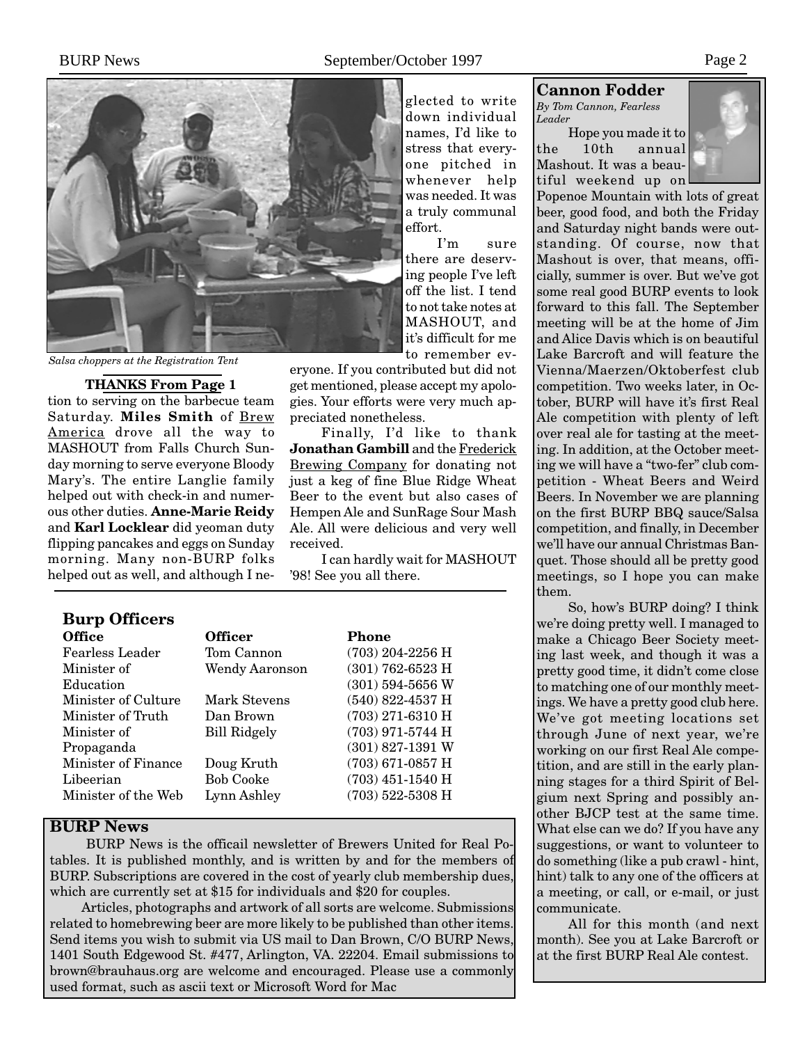*Salsa choppers at the Registration Tent*

**THANKS From Page 1**

tion to serving on the barbecue team Saturday. **Miles Smith** of Brew America drove all the way to MASHOUT from Falls Church Sunday morning to serve everyone Bloody Mary's. The entire Langlie family helped out with check-in and numerous other duties. **Anne-Marie Reidy** and **Karl Locklear** did yeoman duty flipping pancakes and eggs on Sunday morning. Many non-BURP folks helped out as well, and although I neglected to write down individual names, I'd like to stress that everyone pitched in whenever help was needed. It was a truly communal effort.

I'm sure there are deserving people I've left off the list. I tend to not take notes at MASHOUT, and it's difficult for me to remember everyone. If you contributed but did not get mentioned, please accept my apologies. Your efforts were very much appreciated nonetheless.

Finally, I'd like to thank **Jonathan Gambill** and the Frederick Brewing Company for donating not just a keg of fine Blue Ridge Wheat Beer to the event but also cases of Hempen Ale and SunRage Sour Mash Ale. All were delicious and very well received.

I can hardly wait for MASHOUT '98! See you all there.

## Burp Officers

| Office | Officer | Phone |
|---|---|---|
| Fearless Leader | Tom Cannon | (703) 204-2256 H |
| Minister of Education | Wendy Aaronson | (301) 762-6523 H<br>(301) 594-5656 W |
| Minister of Culture | Mark Stevens | (540) 822-4537 H |
| Minister of Truth | Dan Brown | (703) 271-6310 H |
| Minister of Propaganda | Bill Ridgely | (703) 971-5744 H<br>(301) 827-1391 W |
| Minister of Finance | Doug Kruth | (703) 671-0857 H |
| Libeerian | Bob Cooke | (703) 451-1540 H |
| Minister of the Web | Lynn Ashley | (703) 522-5308 H |

## BURP News

BURP News is the officail newsletter of Brewers United for Real Potables. It is published monthly, and is written by and for the members of BURP. Subscriptions are covered in the cost of yearly club membership dues, which are currently set at $15 for individuals and $20 for couples.

Articles, photographs and artwork of all sorts are welcome. Submissions related to homebrewing beer are more likely to be published than other items. Send items you wish to submit via US mail to Dan Brown, C/O BURP News, 1401 South Edgewood St. #477, Arlington, VA. 22204. Email submissions to brown@brauhaus.org are welcome and encouraged. Please use a commonly used format, such as ascii text or Microsoft Word for Mac

## Cannon Fodder

*By Tom Cannon, Fearless Leader*

Hope you made it to the 10th annual Mashout. It was a beautiful weekend up on Popenoe Mountain with lots of great beer, good food, and both the Friday and Saturday night bands were outstanding. Of course, now that Mashout is over, that means, officially, summer is over. But we've got some real good BURP events to look forward to this fall. The September meeting will be at the home of Jim and Alice Davis which is on beautiful Lake Barcroft and will feature the Vienna/Maerzen/Oktoberfest club competition. Two weeks later, in October, BURP will have it's first Real Ale competition with plenty of left over real ale for tasting at the meeting. In addition, at the October meeting we will have a "two-fer" club competition - Wheat Beers and Weird Beers. In November we are planning on the first BURP BBQ sauce/Salsa competition, and finally, in December we'll have our annual Christmas Banquet. Those should all be pretty good meetings, so I hope you can make them.

So, how's BURP doing? I think we're doing pretty well. I managed to make a Chicago Beer Society meeting last week, and though it was a pretty good time, it didn't come close to matching one of our monthly meetings. We have a pretty good club here. We've got meeting locations set through June of next year, we're working on our first Real Ale competition, and are still in the early planning stages for a third Spirit of Belgium next Spring and possibly another BJCP test at the same time. What else can we do? If you have any suggestions, or want to volunteer to do something (like a pub crawl - hint, hint) talk to any one of the officers at a meeting, or call, or e-mail, or just communicate.

All for this month (and next month). See you at Lake Barcroft or at the first BURP Real Ale contest.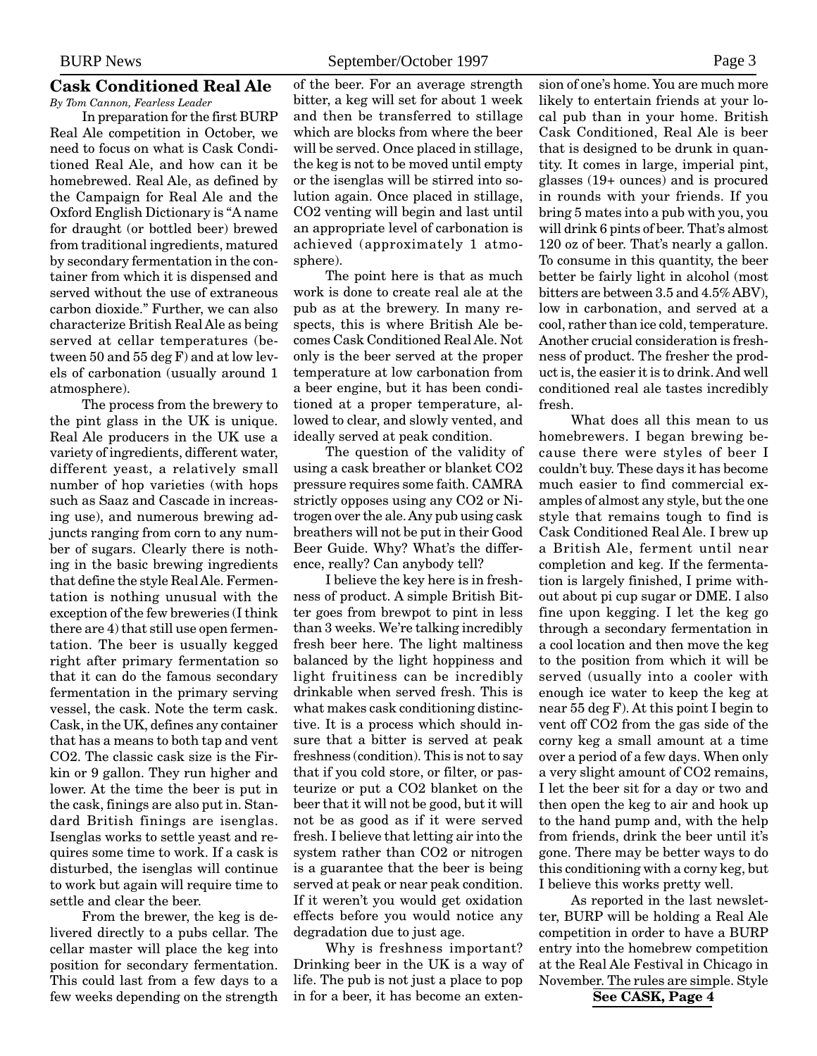## Cask Conditioned Real Ale

*By Tom Cannon, Fearless Leader*

In preparation for the first BURP Real Ale competition in October, we need to focus on what is Cask Conditioned Real Ale, and how can it be homebrewed. Real Ale, as defined by the Campaign for Real Ale and the Oxford English Dictionary is "A name for draught (or bottled beer) brewed from traditional ingredients, matured by secondary fermentation in the container from which it is dispensed and served without the use of extraneous carbon dioxide." Further, we can also characterize British Real Ale as being served at cellar temperatures (between 50 and 55 deg F) and at low levels of carbonation (usually around 1 atmosphere).

The process from the brewery to the pint glass in the UK is unique. Real Ale producers in the UK use a variety of ingredients, different water, different yeast, a relatively small number of hop varieties (with hops such as Saaz and Cascade in increasing use), and numerous brewing adjuncts ranging from corn to any number of sugars. Clearly there is nothing in the basic brewing ingredients that define the style Real Ale. Fermentation is nothing unusual with the exception of the few breweries (I think there are 4) that still use open fermentation. The beer is usually kegged right after primary fermentation so that it can do the famous secondary fermentation in the primary serving vessel, the cask. Note the term cask. Cask, in the UK, defines any container that has a means to both tap and vent $CO_2$. The classic cask size is the Firkin or 9 gallon. They run higher and lower. At the time the beer is put in the cask, finings are also put in. Standard British finings are isenglas. Isenglas works to settle yeast and requires some time to work. If a cask is disturbed, the isenglas will continue to work but again will require time to settle and clear the beer.

From the brewer, the keg is delivered directly to a pubs cellar. The cellar master will place the keg into position for secondary fermentation. This could last from a few days to a few weeks depending on the strength of the beer. For an average strength bitter, a keg will set for about 1 week and then be transferred to stillage which are blocks from where the beer will be served. Once placed in stillage, the keg is not to be moved until empty or the isenglas will be stirred into solution again. Once placed in stillage, $CO_2$ venting will begin and last until an appropriate level of carbonation is achieved (approximately 1 atmosphere).

The point here is that as much work is done to create real ale at the pub as at the brewery. In many respects, this is where British Ale becomes Cask Conditioned Real Ale. Not only is the beer served at the proper temperature at low carbonation from a beer engine, but it has been conditioned at a proper temperature, allowed to clear, and slowly vented, and ideally served at peak condition.

The question of the validity of using a cask breather or blanket $CO_2$ pressure requires some faith. CAMRA strictly opposes using any $CO_2$ or Nitrogen over the ale. Any pub using cask breathers will not be put in their Good Beer Guide. Why? What's the difference, really? Can anybody tell?

I believe the key here is in freshness of product. A simple British Bitter goes from brewpot to pint in less than 3 weeks. We're talking incredibly fresh beer here. The light maltiness balanced by the light hoppiness and light fruitiness can be incredibly drinkable when served fresh. This is what makes cask conditioning distinctive. It is a process which should insure that a bitter is served at peak freshness (condition). This is not to say that if you cold store, or filter, or pasteurize or put a $CO_2$ blanket on the beer that it will not be good, but it will not be as good as if it were served fresh. I believe that letting air into the system rather than $CO_2$ or nitrogen is a guarantee that the beer is being served at peak or near peak condition. If it weren't you would get oxidation effects before you would notice any degradation due to just age.

Why is freshness important? Drinking beer in the UK is a way of life. The pub is not just a place to pop in for a beer, it has become an extension of one's home. You are much more likely to entertain friends at your local pub than in your home. British Cask Conditioned, Real Ale is beer that is designed to be drunk in quantity. It comes in large, imperial pint, glasses (19+ ounces) and is procured in rounds with your friends. If you bring 5 mates into a pub with you, you will drink 6 pints of beer. That's almost 120 oz of beer. That's nearly a gallon. To consume in this quantity, the beer better be fairly light in alcohol (most bitters are between 3.5 and 4.5% ABV), low in carbonation, and served at a cool, rather than ice cold, temperature. Another crucial consideration is freshness of product. The fresher the product is, the easier it is to drink. And well conditioned real ale tastes incredibly fresh.

What does all this mean to us homebrewers. I began brewing because there were styles of beer I couldn't buy. These days it has become much easier to find commercial examples of almost any style, but the one style that remains tough to find is Cask Conditioned Real Ale. I brew up a British Ale, ferment until near completion and keg. If the fermentation is largely finished, I prime without about pi cup sugar or DME. I also fine upon kegging. I let the keg go through a secondary fermentation in a cool location and then move the keg to the position from which it will be served (usually into a cooler with enough ice water to keep the keg at near 55 deg F). At this point I begin to vent off $CO_2$ from the gas side of the corny keg a small amount at a time over a period of a few days. When only a very slight amount of $CO_2$ remains, I let the beer sit for a day or two and then open the keg to air and hook up to the hand pump and, with the help from friends, drink the beer until it's gone. There may be better ways to do this conditioning with a corny keg, but I believe this works pretty well.

As reported in the last newsletter, BURP will be holding a Real Ale competition in order to have a BURP entry into the homebrew competition at the Real Ale Festival in Chicago in November. The rules are simple. Style

**See CASK, Page 4**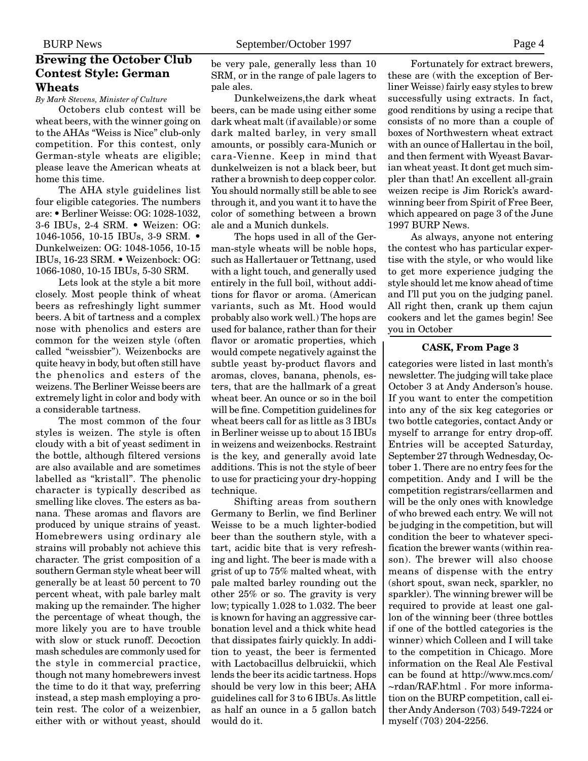## Brewing the October Club Contest Style: German Wheats

*By Mark Stevens, Minister of Culture*

Octobers club contest will be wheat beers, with the winner going on to the AHAs "Weiss is Nice" club-only competition. For this contest, only German-style wheats are eligible; please leave the American wheats at home this time.

The AHA style guidelines list four eligible categories. The numbers are: • Berliner Weisse: OG: 1028-1032, 3-6 IBUs, 2-4 SRM. • Weizen: OG: 1046-1056, 10-15 IBUs, 3-9 SRM. • Dunkelweizen: OG: 1048-1056, 10-15 IBUs, 16-23 SRM. • Weizenbock: OG: 1066-1080, 10-15 IBUs, 5-30 SRM.

Lets look at the style a bit more closely. Most people think of wheat beers as refreshingly light summer beers. A bit of tartness and a complex nose with phenolics and esters are common for the weizen style (often called "weissbier"). Weizenbocks are quite heavy in body, but often still have the phenolics and esters of the weizens. The Berliner Weisse beers are extremely light in color and body with a considerable tartness.

The most common of the four styles is weizen. The style is often cloudy with a bit of yeast sediment in the bottle, although filtered versions are also available and are sometimes labelled as "kristall". The phenolic character is typically described as smelling like cloves. The esters as banana. These aromas and flavors are produced by unique strains of yeast. Homebrewers using ordinary ale strains will probably not achieve this character. The grist composition of a southern German style wheat beer will generally be at least 50 percent to 70 percent wheat, with pale barley malt making up the remainder. The higher the percentage of wheat though, the more likely you are to have trouble with slow or stuck runoff. Decoction mash schedules are commonly used for the style in commercial practice, though not many homebrewers invest the time to do it that way, preferring instead, a step mash employing a protein rest. The color of a weizenbier, either with or without yeast, should be very pale, generally less than 10 SRM, or in the range of pale lagers to pale ales.

Dunkelweizens,the dark wheat beers, can be made using either some dark wheat malt (if available) or some dark malted barley, in very small amounts, or possibly cara-Munich or cara-Vienne. Keep in mind that dunkelweizen is not a black beer, but rather a brownish to deep copper color. You should normally still be able to see through it, and you want it to have the color of something between a brown ale and a Munich dunkels.

The hops used in all of the German-style wheats will be noble hops, such as Hallertauer or Tettnang, used with a light touch, and generally used entirely in the full boil, without additions for flavor or aroma. (American variants, such as Mt. Hood would probably also work well.) The hops are used for balance, rather than for their flavor or aromatic properties, which would compete negatively against the subtle yeast by-product flavors and aromas, cloves, banana, phenols, esters, that are the hallmark of a great wheat beer. An ounce or so in the boil will be fine. Competition guidelines for wheat beers call for as little as 3 IBUs in Berliner weisse up to about 15 IBUs in weizens and weizenbocks. Restraint is the key, and generally avoid late additions. This is not the style of beer to use for practicing your dry-hopping technique.

Shifting areas from southern Germany to Berlin, we find Berliner Weisse to be a much lighter-bodied beer than the southern style, with a tart, acidic bite that is very refreshing and light. The beer is made with a grist of up to 75% malted wheat, with pale malted barley rounding out the other 25% or so. The gravity is very low; typically 1.028 to 1.032. The beer is known for having an aggressive carbonation level and a thick white head that dissipates fairly quickly. In addition to yeast, the beer is fermented with Lactobacillus delbruickii, which lends the beer its acidic tartness. Hops should be very low in this beer; AHA guidelines call for 3 to 6 IBUs. As little as half an ounce in a 5 gallon batch would do it.

Fortunately for extract brewers, these are (with the exception of Berliner Weisse) fairly easy styles to brew successfully using extracts. In fact, good renditions by using a recipe that consists of no more than a couple of boxes of Northwestern wheat extract with an ounce of Hallertau in the boil, and then ferment with Wyeast Bavarian wheat yeast. It dont get much simpler than that! An excellent all-grain weizen recipe is Jim Rorick's award-winning beer from Spirit of Free Beer, which appeared on page 3 of the June 1997 BURP News.

As always, anyone not entering the contest who has particular expertise with the style, or who would like to get more experience judging the style should let me know ahead of time and I'll put you on the judging panel. All right then, crank up them cajun cookers and let the games begin! See you in October

**CASK, From Page 3**

categories were listed in last month's newsletter. The judging will take place October 3 at Andy Anderson's house. If you want to enter the competition into any of the six keg categories or two bottle categories, contact Andy or myself to arrange for entry drop-off. Entries will be accepted Saturday, September 27 through Wednesday, October 1. There are no entry fees for the competition. Andy and I will be the competition registrars/cellarmen and will be the only ones with knowledge of who brewed each entry. We will not be judging in the competition, but will condition the beer to whatever specification the brewer wants (within reason). The brewer will also choose means of dispense with the entry (short spout, swan neck, sparkler, no sparkler). The winning brewer will be required to provide at least one gallon of the winning beer (three bottles if one of the bottled categories is the winner) which Colleen and I will take to the competition in Chicago. More information on the Real Ale Festival can be found at http://www.mcs.com/~rdan/RAF.html . For more information on the BURP competition, call either Andy Anderson (703) 549-7224 or myself (703) 204-2256.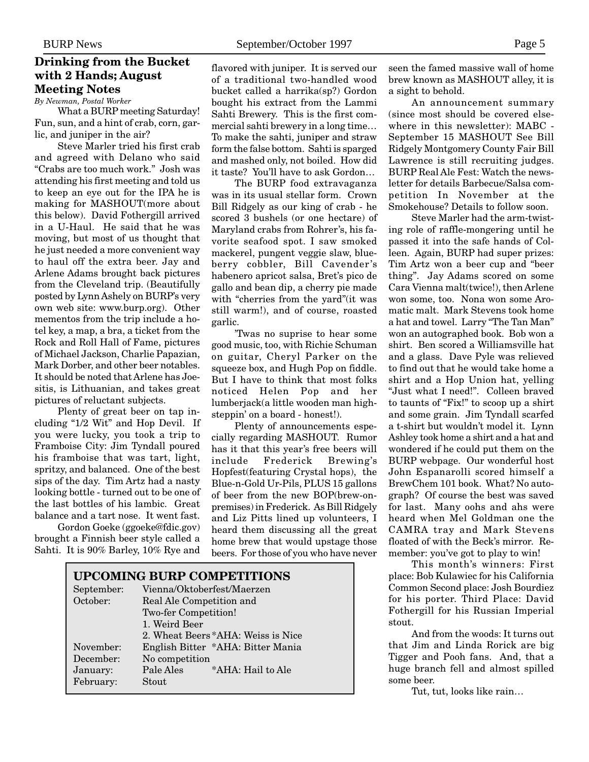## Drinking from the Bucket with 2 Hands; August Meeting Notes

*By Newman, Postal Worker*

What a BURP meeting Saturday! Fun, sun, and a hint of crab, corn, garlic, and juniper in the air?

Steve Marler tried his first crab and agreed with Delano who said "Crabs are too much work." Josh was attending his first meeting and told us to keep an eye out for the IPA he is making for MASHOUT(more about this below). David Fothergill arrived in a U-Haul. He said that he was moving, but most of us thought that he just needed a more convenient way to haul off the extra beer. Jay and Arlene Adams brought back pictures from the Cleveland trip. (Beautifully posted by Lynn Ashely on BURP's very own web site: www.burp.org). Other mementos from the trip include a hotel key, a map, a bra, a ticket from the Rock and Roll Hall of Fame, pictures of Michael Jackson, Charlie Papazian, Mark Dorber, and other beer notables. It should be noted that Arlene has Joesitis, is Lithuanian, and takes great pictures of reluctant subjects.

Plenty of great beer on tap including "1/2 Wit" and Hop Devil. If you were lucky, you took a trip to Framboise City: Jim Tyndall poured his framboise that was tart, light, spritzy, and balanced. One of the best sips of the day. Tim Artz had a nasty looking bottle - turned out to be one of the last bottles of his lambic. Great balance and a tart nose. It went fast.

Gordon Goeke (ggoeke@fdic.gov) brought a Finnish beer style called a Sahti. It is 90% Barley, 10% Rye and flavored with juniper. It is served our of a traditional two-handled wood bucket called a harrika(sp?) Gordon bought his extract from the Lammi Sahti Brewery. This is the first commercial sahti brewery in a long time… To make the sahti, juniper and straw form the false bottom. Sahti is sparged and mashed only, not boiled. How did it taste? You'll have to ask Gordon…

The BURP food extravaganza was in its usual stellar form. Crown Bill Ridgely as our king of crab - he scored 3 bushels (or one hectare) of Maryland crabs from Rohrer's, his favorite seafood spot. I saw smoked mackerel, pungent veggie slaw, blueberry cobbler, Bill Cavender's habenero apricot salsa, Bret's pico de gallo and bean dip, a cherry pie made with "cherries from the yard"(it was still warm!), and of course, roasted garlic.

'Twas no suprise to hear some good music, too, with Richie Schuman on guitar, Cheryl Parker on the squeeze box, and Hugh Pop on fiddle. But I have to think that most folks noticed Helen Pop and her lumberjack(a little wooden man highsteppin' on a board - honest!).

Plenty of announcements especially regarding MASHOUT. Rumor has it that this year's free beers will include Frederick Brewing's Hopfest(featuring Crystal hops), the Blue-n-Gold Ur-Pils, PLUS 15 gallons of beer from the new BOP(brew-on-premises) in Frederick. As Bill Ridgely and Liz Pitts lined up volunteers, I heard them discussing all the great home brew that would upstage those beers. For those of you who have never seen the famed massive wall of home brew known as MASHOUT alley, it is a sight to behold.

An announcement summary (since most should be covered elsewhere in this newsletter): MABC - September 15 MASHOUT See Bill Ridgely Montgomery County Fair Bill Lawrence is still recruiting judges. BURP Real Ale Fest: Watch the newsletter for details Barbecue/Salsa competition In November at the Smokehouse? Details to follow soon.

Steve Marler had the arm-twisting role of raffle-mongering until he passed it into the safe hands of Colleen. Again, BURP had super prizes: Tim Artz won a beer cup and "beer thing". Jay Adams scored on some Cara Vienna malt(twice!), then Arlene won some, too. Nona won some Aromatic malt. Mark Stevens took home a hat and towel. Larry "The Tan Man" won an autographed book. Bob won a shirt. Ben scored a Williamsville hat and a glass. Dave Pyle was relieved to find out that he would take home a shirt and a Hop Union hat, yelling "Just what I need!". Colleen braved to taunts of "Fix!" to scoop up a shirt and some grain. Jim Tyndall scarfed a t-shirt but wouldn't model it. Lynn Ashley took home a shirt and a hat and wondered if he could put them on the BURP webpage. Our wonderful host John Espanarolli scored himself a BrewChem 101 book. What? No autograph? Of course the best was saved for last. Many oohs and ahs were heard when Mel Goldman one the CAMRA tray and Mark Stevens floated of with the Beck's mirror. Remember: you've got to play to win!

This month's winners: First place: Bob Kulawiec for his California Common Second place: Josh Bourdiez for his porter. Third Place: David Fothergill for his Russian Imperial stout.

And from the woods: It turns out that Jim and Linda Rorick are big Tigger and Pooh fans. And, that a huge branch fell and almost spilled some beer.

Tut, tut, looks like rain…

### UPCOMING BURP COMPETITIONS

| Month | Competition | AHA |
|---|---|---|
| September: | Vienna/Oktoberfest/Maerzen | |
| October: | Real Ale Competition and Two-fer Competition! | |
| | 1. Weird Beer | |
| | 2. Wheat Beers | *AHA: Weiss is Nice |
| November: | English Bitter | *AHA: Bitter Mania |
| December: | No competition | |
| January: | Pale Ales | *AHA: Hail to Ale |
| February: | Stout | |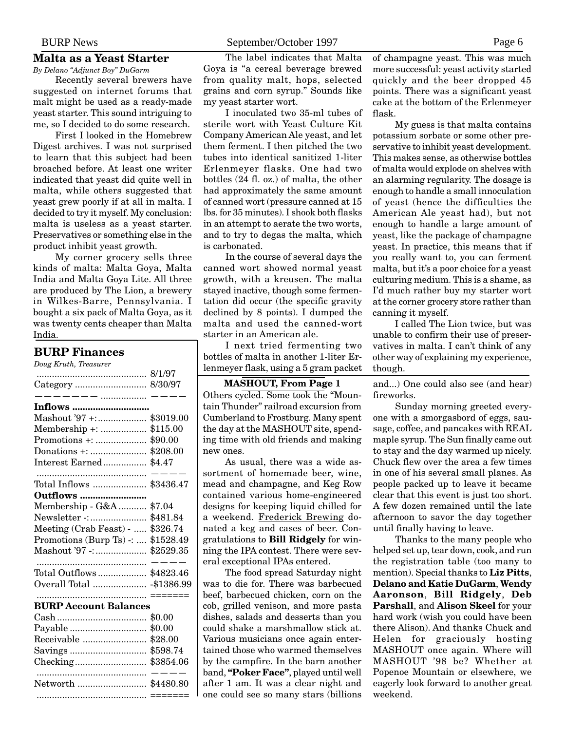## Malta as a Yeast Starter

*By Delano "Adjunct Boy" DuGarm*

Recently several brewers have suggested on internet forums that malt might be used as a ready-made yeast starter. This sound intriguing to me, so I decided to do some research.

First I looked in the Homebrew Digest archives. I was not surprised to learn that this subject had been broached before. At least one writer indicated that yeast did quite well in malta, while others suggested that yeast grew poorly if at all in malta. I decided to try it myself. My conclusion: malta is useless as a yeast starter. Preservatives or something else in the product inhibit yeast growth.

My corner grocery sells three kinds of malta: Malta Goya, Malta India and Malta Goya Lite. All three are produced by The Lion, a brewery in Wilkes-Barre, Pennsylvania. I bought a six pack of Malta Goya, as it was twenty cents cheaper than Malta India.

The label indicates that Malta Goya is "a cereal beverage brewed from quality malt, hops, selected grains and corn syrup." Sounds like my yeast starter wort.

I inoculated two 35-ml tubes of sterile wort with Yeast Culture Kit Company American Ale yeast, and let them ferment. I then pitched the two tubes into identical sanitized 1-liter Erlenmeyer flasks. One had two bottles (24 fl. oz.) of malta, the other had approximately the same amount of canned wort (pressure canned at 15 lbs. for 35 minutes). I shook both flasks in an attempt to aerate the two worts, and to try to degas the malta, which is carbonated.

In the course of several days the canned wort showed normal yeast growth, with a kreusen. The malta stayed inactive, though some fermentation did occur (the specific gravity declined by 8 points). I dumped the malta and used the canned-wort starter in an American ale.

I next tried fermenting two bottles of malta in another 1-liter Erlenmeyer flask, using a 5 gram packet of champagne yeast. This was much more successful: yeast activity started quickly and the beer dropped 45 points. There was a significant yeast cake at the bottom of the Erlenmeyer flask.

My guess is that malta contains potassium sorbate or some other preservative to inhibit yeast development. This makes sense, as otherwise bottles of malta would explode on shelves with an alarming regularity. The dosage is enough to handle a small innoculation of yeast (hence the difficulties the American Ale yeast had), but not enough to handle a large amount of yeast, like the package of champagne yeast. In practice, this means that if you really want to, you can ferment malta, but it's a poor choice for a yeast culturing medium. This is a shame, as I'd much rather buy my starter wort at the corner grocery store rather than canning it myself.

I called The Lion twice, but was unable to confirm their use of preservatives in malta. I can't think of any other way of explaining my experience, though.

## BURP Finances

*Doug Kruth, Treasurer*

| | 8/1/97 |
|---|---|
| Category | 8/30/97 |
| **Inflows** | |
| Mashout '97 +: | \$3019.00 |
| Membership +: | \$115.00 |
| Promotions +: | \$90.00 |
| Donations +: | \$208.00 |
| Interest Earned | \$4.47 |
| Total Inflows | \$3436.47 |
| **Outflows** | |
| Membership - G&A | \$7.04 |
| Newsletter -: | \$481.84 |
| Meeting (Crab Feast) - | \$326.74 |
| Promotions (Burp Ts) -: | \$1528.49 |
| Mashout '97 -: | \$2529.35 |
| Total Outflows | \$4823.46 |
| Overall Total | -\$1386.99 |
| **BURP Account Balances** | |
| Cash | \$0.00 |
| Payable | \$0.00 |
| Receivable | \$28.00 |
| Savings | \$598.74 |
| Checking | \$3854.06 |
| Networth | \$4480.80 |

**MASHOUT, From Page 1**

Others cycled. Some took the "Mountain Thunder" railroad excursion from Cumberland to Frostburg. Many spent the day at the MASHOUT site, spending time with old friends and making new ones.

As usual, there was a wide assortment of homemade beer, wine, mead and champagne, and Keg Row contained various home-engineered designs for keeping liquid chilled for a weekend. Frederick Brewing donated a keg and cases of beer. Congratulations to **Bill Ridgely** for winning the IPA contest. There were several exceptional IPAs entered.

The food spread Saturday night was to die for. There was barbecued beef, barbecued chicken, corn on the cob, grilled venison, and more pasta dishes, salads and desserts than you could shake a marshmallow stick at. Various musicians once again entertained those who warmed themselves by the campfire. In the barn another band, **"Poker Face"**, played until well after 1 am. It was a clear night and one could see so many stars (billions and...) One could also see (and hear) fireworks.

Sunday morning greeted everyone with a smorgasbord of eggs, sausage, coffee, and pancakes with REAL maple syrup. The Sun finally came out to stay and the day warmed up nicely. Chuck flew over the area a few times in one of his several small planes. As people packed up to leave it became clear that this event is just too short. A few dozen remained until the late afternoon to savor the day together until finally having to leave.

Thanks to the many people who helped set up, tear down, cook, and run the registration table (too many to mention). Special thanks to **Liz Pitts**, **Delano and Katie DuGarm**, **Wendy Aaronson**, **Bill Ridgely**, **Deb Parshall**, and **Alison Skeel** for your hard work (wish you could have been there Alison). And thanks Chuck and Helen for graciously hosting MASHOUT once again. Where will MASHOUT '98 be? Whether at Popenoe Mountain or elsewhere, we eagerly look forward to another great weekend.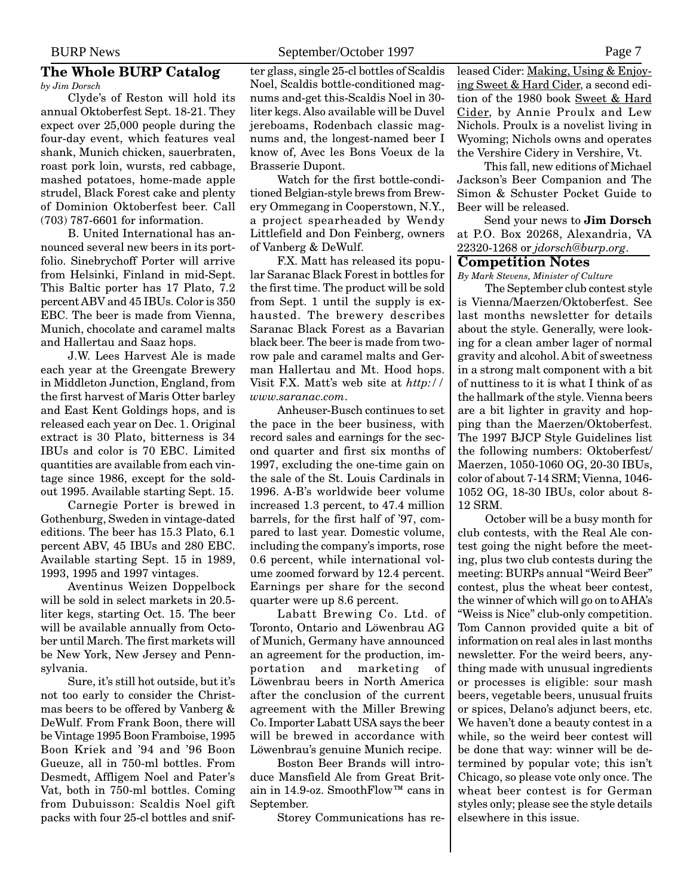## The Whole BURP Catalog

*by Jim Dorsch*

Clyde's of Reston will hold its annual Oktoberfest Sept. 18-21. They expect over 25,000 people during the four-day event, which features veal shank, Munich chicken, sauerbraten, roast pork loin, wursts, red cabbage, mashed potatoes, home-made apple strudel, Black Forest cake and plenty of Dominion Oktoberfest beer. Call (703) 787-6601 for information.

B. United International has announced several new beers in its portfolio. Sinebrychoff Porter will arrive from Helsinki, Finland in mid-Sept. This Baltic porter has 17 Plato, 7.2 percent ABV and 45 IBUs. Color is 350 EBC. The beer is made from Vienna, Munich, chocolate and caramel malts and Hallertau and Saaz hops.

J.W. Lees Harvest Ale is made each year at the Greengate Brewery in Middleton Junction, England, from the first harvest of Maris Otter barley and East Kent Goldings hops, and is released each year on Dec. 1. Original extract is 30 Plato, bitterness is 34 IBUs and color is 70 EBC. Limited quantities are available from each vintage since 1986, except for the sold-out 1995. Available starting Sept. 15.

Carnegie Porter is brewed in Gothenburg, Sweden in vintage-dated editions. The beer has 15.3 Plato, 6.1 percent ABV, 45 IBUs and 280 EBC. Available starting Sept. 15 in 1989, 1993, 1995 and 1997 vintages.

Aventinus Weizen Doppelbock will be sold in select markets in 20.5-liter kegs, starting Oct. 15. The beer will be available annually from October until March. The first markets will be New York, New Jersey and Pennsylvania.

Sure, it's still hot outside, but it's not too early to consider the Christmas beers to be offered by Vanberg & DeWulf. From Frank Boon, there will be Vintage 1995 Boon Framboise, 1995 Boon Kriek and '94 and '96 Boon Gueuze, all in 750-ml bottles. From Desmedt, Affligem Noel and Pater's Vat, both in 750-ml bottles. Coming from Dubuisson: Scaldis Noel gift packs with four 25-cl bottles and snifter glass, single 25-cl bottles of Scaldis Noel, Scaldis bottle-conditioned magnums and-get this-Scaldis Noel in 30-liter kegs. Also available will be Duvel jereboams, Rodenbach classic magnums and, the longest-named beer I know of, Avec les Bons Voeux de la Brasserie Dupont.

Watch for the first bottle-conditioned Belgian-style brews from Brewery Ommegang in Cooperstown, N.Y., a project spearheaded by Wendy Littlefield and Don Feinberg, owners of Vanberg & DeWulf.

F.X. Matt has released its popular Saranac Black Forest in bottles for the first time. The product will be sold from Sept. 1 until the supply is exhausted. The brewery describes Saranac Black Forest as a Bavarian black beer. The beer is made from two-row pale and caramel malts and German Hallertau and Mt. Hood hops. Visit F.X. Matt's web site at *http://www.saranac.com*.

Anheuser-Busch continues to set the pace in the beer business, with record sales and earnings for the second quarter and first six months of 1997, excluding the one-time gain on the sale of the St. Louis Cardinals in 1996. A-B's worldwide beer volume increased 1.3 percent, to 47.4 million barrels, for the first half of '97, compared to last year. Domestic volume, including the company's imports, rose 0.6 percent, while international volume zoomed forward by 12.4 percent. Earnings per share for the second quarter were up 8.6 percent.

Labatt Brewing Co. Ltd. of Toronto, Ontario and Löwenbrau AG of Munich, Germany have announced an agreement for the production, importation and marketing of Löwenbrau beers in North America after the conclusion of the current agreement with the Miller Brewing Co. Importer Labatt USA says the beer will be brewed in accordance with Löwenbrau's genuine Munich recipe.

Boston Beer Brands will introduce Mansfield Ale from Great Britain in 14.9-oz. SmoothFlow™ cans in September.

Storey Communications has released Cider: Making, Using & Enjoying Sweet & Hard Cider, a second edition of the 1980 book Sweet & Hard Cider, by Annie Proulx and Lew Nichols. Proulx is a novelist living in Wyoming; Nichols owns and operates the Vershire Cidery in Vershire, Vt.

This fall, new editions of Michael Jackson's Beer Companion and The Simon & Schuster Pocket Guide to Beer will be released.

Send your news to **Jim Dorsch** at P.O. Box 20268, Alexandria, VA 22320-1268 or *jdorsch@burp.org*.

## Competition Notes

*By Mark Stevens, Minister of Culture*

The September club contest style is Vienna/Maerzen/Oktoberfest. See last months newsletter for details about the style. Generally, were looking for a clean amber lager of normal gravity and alcohol. A bit of sweetness in a strong malt component with a bit of nuttiness to it is what I think of as the hallmark of the style. Vienna beers are a bit lighter in gravity and hopping than the Maerzen/Oktoberfest. The 1997 BJCP Style Guidelines list the following numbers: Oktoberfest/Maerzen, 1050-1060 OG, 20-30 IBUs, color of about 7-14 SRM; Vienna, 1046-1052 OG, 18-30 IBUs, color about 8-12 SRM.

October will be a busy month for club contests, with the Real Ale contest going the night before the meeting, plus two club contests during the meeting: BURPs annual "Weird Beer" contest, plus the wheat beer contest, the winner of which will go on to AHA's "Weiss is Nice" club-only competition. Tom Cannon provided quite a bit of information on real ales in last months newsletter. For the weird beers, anything made with unusual ingredients or processes is eligible: sour mash beers, vegetable beers, unusual fruits or spices, Delano's adjunct beers, etc. We haven't done a beauty contest in a while, so the weird beer contest will be done that way: winner will be determined by popular vote; this isn't Chicago, so please vote only once. The wheat beer contest is for German styles only; please see the style details elsewhere in this issue.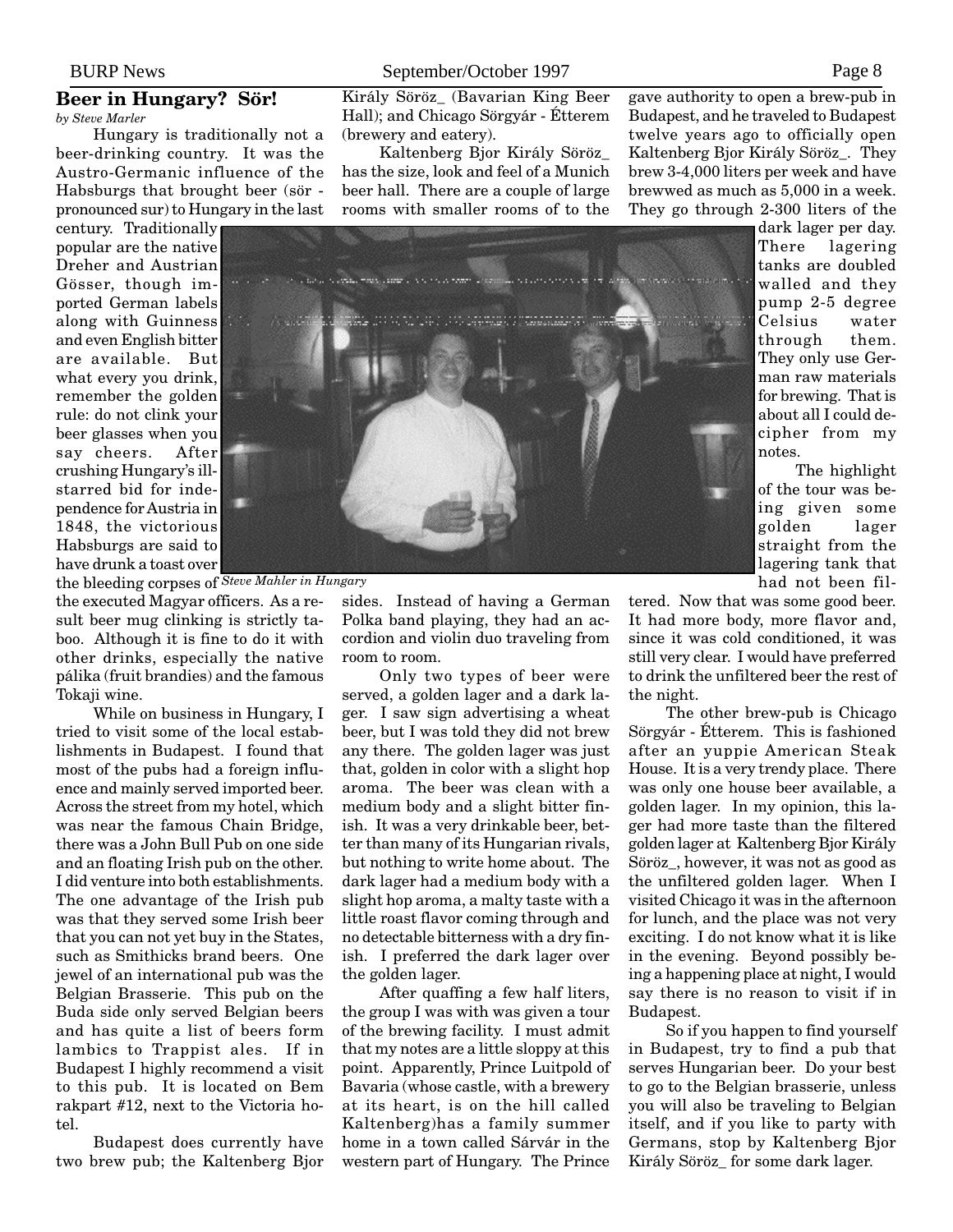### Beer in Hungary? Sör!

*by Steve Marler*

Hungary is traditionally not a beer-drinking country. It was the Austro-Germanic influence of the Habsburgs that brought beer (sör - pronounced sur) to Hungary in the last century. Traditionally popular are the native Dreher and Austrian Gösser, though imported German labels along with Guinness and even English bitter are available. But what every you drink, remember the golden rule: do not clink your beer glasses when you say cheers. After crushing Hungary's ill-starred bid for independence for Austria in 1848, the victorious Habsburgs are said to have drunk a toast over the bleeding corpses of the executed Magyar officers. As a result beer mug clinking is strictly taboo. Although it is fine to do it with other drinks, especially the native pálika (fruit brandies) and the famous Tokaji wine.

*Steve Mahler in Hungary*

While on business in Hungary, I tried to visit some of the local establishments in Budapest. I found that most of the pubs had a foreign influence and mainly served imported beer. Across the street from my hotel, which was near the famous Chain Bridge, there was a John Bull Pub on one side and an floating Irish pub on the other. I did venture into both establishments. The one advantage of the Irish pub was that they served some Irish beer that you can not yet buy in the States, such as Smithicks brand beers. One jewel of an international pub was the Belgian Brasserie. This pub on the Buda side only served Belgian beers and has quite a list of beers form lambics to Trappist ales. If in Budapest I highly recommend a visit to this pub. It is located on Bem rakpart #12, next to the Victoria hotel.

Budapest does currently have two brew pub; the Kaltenberg Bjor Király Söröz_ (Bavarian King Beer Hall); and Chicago Sörgyár - Étterem (brewery and eatery).

Kaltenberg Bjor Király Söröz_ has the size, look and feel of a Munich beer hall. There are a couple of large rooms with smaller rooms of to the sides. Instead of having a German Polka band playing, they had an accordion and violin duo traveling from room to room.

Only two types of beer were served, a golden lager and a dark lager. I saw sign advertising a wheat beer, but I was told they did not brew any there. The golden lager was just that, golden in color with a slight hop aroma. The beer was clean with a medium body and a slight bitter finish. It was a very drinkable beer, better than many of its Hungarian rivals, but nothing to write home about. The dark lager had a medium body with a slight hop aroma, a malty taste with a little roast flavor coming through and no detectable bitterness with a dry finish. I preferred the dark lager over the golden lager.

After quaffing a few half liters, the group I was with was given a tour of the brewing facility. I must admit that my notes are a little sloppy at this point. Apparently, Prince Luitpold of Bavaria (whose castle, with a brewery at its heart, is on the hill called Kaltenberg)has a family summer home in a town called Sárvár in the western part of Hungary. The Prince gave authority to open a brew-pub in Budapest, and he traveled to Budapest twelve years ago to officially open Kaltenberg Bjor Király Söröz_. They brew 3-4,000 liters per week and have brewwed as much as 5,000 in a week. They go through 2-300 liters of the dark lager per day. There lagering tanks are doubled walled and they pump 2-5 degree Celsius water through them. They only use German raw materials for brewing. That is about all I could decipher from my notes.

The highlight of the tour was being given some golden lager straight from the lagering tank that had not been filtered. Now that was some good beer. It had more body, more flavor and, since it was cold conditioned, it was still very clear. I would have preferred to drink the unfiltered beer the rest of the night.

The other brew-pub is Chicago Sörgyár - Étterem. This is fashioned after an yuppie American Steak House. It is a very trendy place. There was only one house beer available, a golden lager. In my opinion, this lager had more taste than the filtered golden lager at Kaltenberg Bjor Király Söröz_, however, it was not as good as the unfiltered golden lager. When I visited Chicago it was in the afternoon for lunch, and the place was not very exciting. I do not know what it is like in the evening. Beyond possibly being a happening place at night, I would say there is no reason to visit if in Budapest.

So if you happen to find yourself in Budapest, try to find a pub that serves Hungarian beer. Do your best to go to the Belgian brasserie, unless you will also be traveling to Belgian itself, and if you like to party with Germans, stop by Kaltenberg Bjor Király Söröz_ for some dark lager.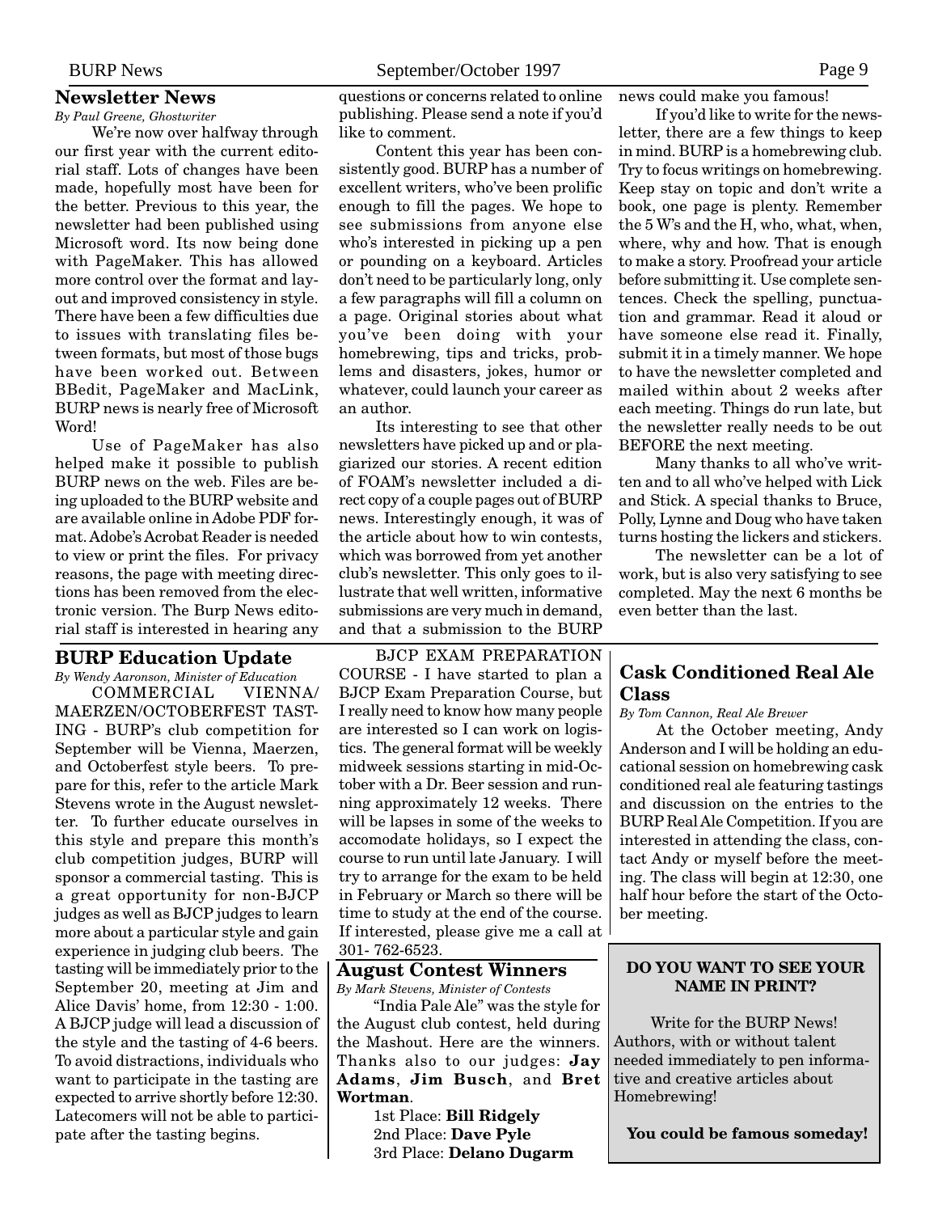## Newsletter News

*By Paul Greene, Ghostwriter*

We're now over halfway through our first year with the current editorial staff. Lots of changes have been made, hopefully most have been for the better. Previous to this year, the newsletter had been published using Microsoft word. Its now being done with PageMaker. This has allowed more control over the format and layout and improved consistency in style. There have been a few difficulties due to issues with translating files between formats, but most of those bugs have been worked out. Between BBedit, PageMaker and MacLink, BURP news is nearly free of Microsoft Word!

Use of PageMaker has also helped make it possible to publish BURP news on the web. Files are being uploaded to the BURP website and are available online in Adobe PDF format. Adobe's Acrobat Reader is needed to view or print the files. For privacy reasons, the page with meeting directions has been removed from the electronic version. The Burp News editorial staff is interested in hearing any questions or concerns related to online publishing. Please send a note if you'd like to comment.

Content this year has been consistently good. BURP has a number of excellent writers, who've been prolific enough to fill the pages. We hope to see submissions from anyone else who's interested in picking up a pen or pounding on a keyboard. Articles don't need to be particularly long, only a few paragraphs will fill a column on a page. Original stories about what you've been doing with your homebrewing, tips and tricks, problems and disasters, jokes, humor or whatever, could launch your career as an author.

Its interesting to see that other newsletters have picked up and or plagiarized our stories. A recent edition of FOAM's newsletter included a direct copy of a couple pages out of BURP news. Interestingly enough, it was of the article about how to win contests, which was borrowed from yet another club's newsletter. This only goes to illustrate that well written, informative submissions are very much in demand, and that a submission to the BURP news could make you famous!

If you'd like to write for the newsletter, there are a few things to keep in mind. BURP is a homebrewing club. Try to focus writings on homebrewing. Keep stay on topic and don't write a book, one page is plenty. Remember the 5 W's and the H, who, what, when, where, why and how. That is enough to make a story. Proofread your article before submitting it. Use complete sentences. Check the spelling, punctuation and grammar. Read it aloud or have someone else read it. Finally, submit it in a timely manner. We hope to have the newsletter completed and mailed within about 2 weeks after each meeting. Things do run late, but the newsletter really needs to be out BEFORE the next meeting.

Many thanks to all who've written and to all who've helped with Lick and Stick. A special thanks to Bruce, Polly, Lynne and Doug who have taken turns hosting the lickers and stickers.

The newsletter can be a lot of work, but is also very satisfying to see completed. May the next 6 months be even better than the last.

## BURP Education Update

*By Wendy Aaronson, Minister of Education*

COMMERCIAL VIENNA/ MAERZEN/OCTOBERFEST TASTING - BURP's club competition for September will be Vienna, Maerzen, and Octoberfest style beers. To prepare for this, refer to the article Mark Stevens wrote in the August newsletter. To further educate ourselves in this style and prepare this month's club competition judges, BURP will sponsor a commercial tasting. This is a great opportunity for non-BJCP judges as well as BJCP judges to learn more about a particular style and gain experience in judging club beers. The tasting will be immediately prior to the September 20, meeting at Jim and Alice Davis' home, from 12:30 - 1:00. A BJCP judge will lead a discussion of the style and the tasting of 4-6 beers. To avoid distractions, individuals who want to participate in the tasting are expected to arrive shortly before 12:30. Latecomers will not be able to participate after the tasting begins.

BJCP EXAM PREPARATION COURSE - I have started to plan a BJCP Exam Preparation Course, but I really need to know how many people are interested so I can work on logistics. The general format will be weekly midweek sessions starting in mid-October with a Dr. Beer session and running approximately 12 weeks. There will be lapses in some of the weeks to accomodate holidays, so I expect the course to run until late January. I will try to arrange for the exam to be held in February or March so there will be time to study at the end of the course. If interested, please give me a call at 301- 762-6523.

## August Contest Winners

*By Mark Stevens, Minister of Contests*

"India Pale Ale" was the style for the August club contest, held during the Mashout. Here are the winners. Thanks also to our judges: **Jay Adams**, **Jim Busch**, and **Bret Wortman**.

1st Place: **Bill Ridgely**
2nd Place: **Dave Pyle**
3rd Place: **Delano Dugarm**

## Cask Conditioned Real Ale Class

*By Tom Cannon, Real Ale Brewer*

At the October meeting, Andy Anderson and I will be holding an educational session on homebrewing cask conditioned real ale featuring tastings and discussion on the entries to the BURP Real Ale Competition. If you are interested in attending the class, contact Andy or myself before the meeting. The class will begin at 12:30, one half hour before the start of the October meeting.

**DO YOU WANT TO SEE YOUR NAME IN PRINT?**

Write for the BURP News! Authors, with or without talent needed immediately to pen informative and creative articles about Homebrewing!

**You could be famous someday!**